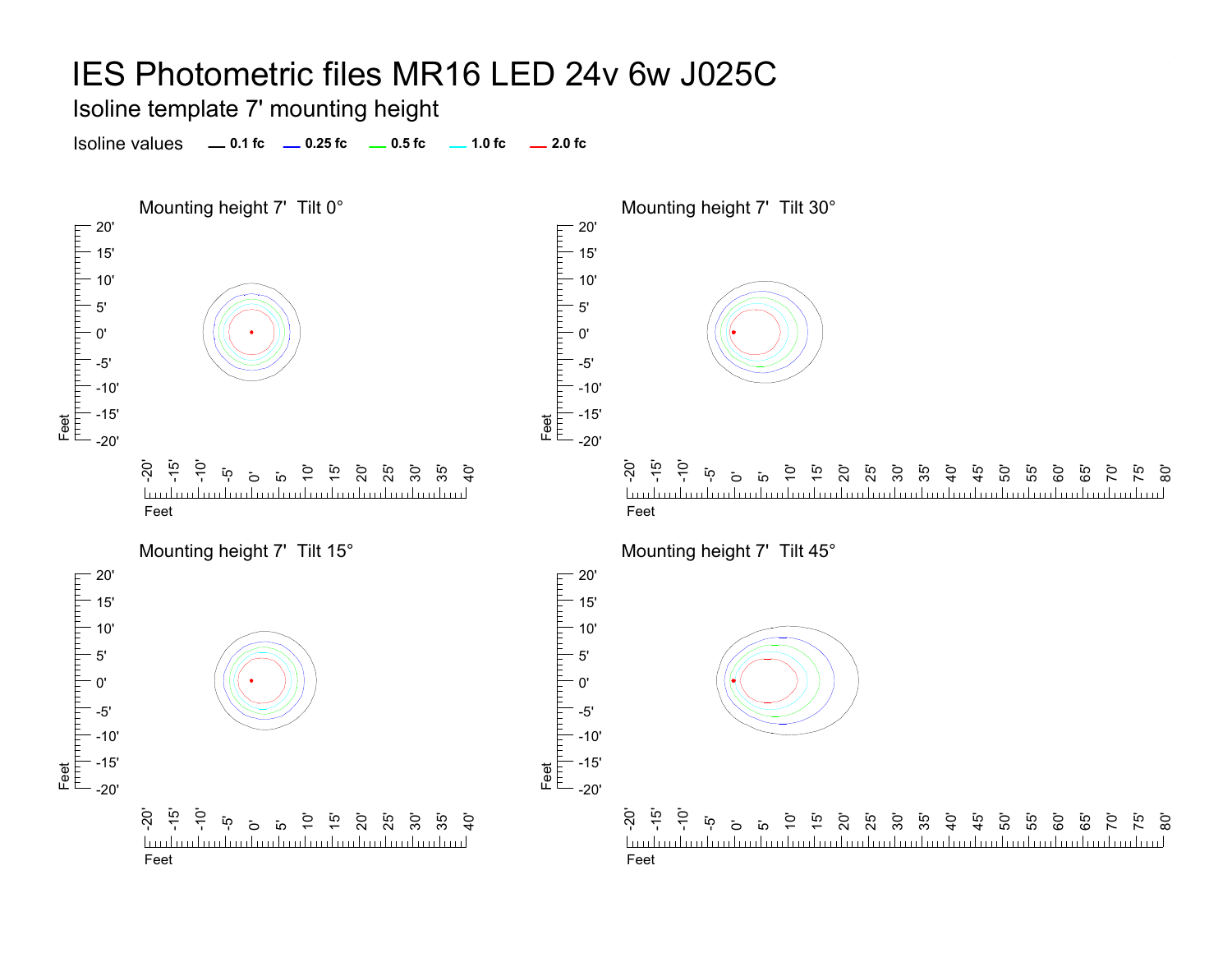# IES Photometric files MR16 LED 24v 6w J025C

## Isoline template 7' mounting height

Isoline values — 0.1 fc — 0.25 fc — 0.5 fc — 1.0 fc — 2.0 fc

### Mounting height 7' Tilt 0°

### Mounting height 7' Tilt 30°

### Mounting height 7' Tilt 15°

### Mounting height 7' Tilt 45°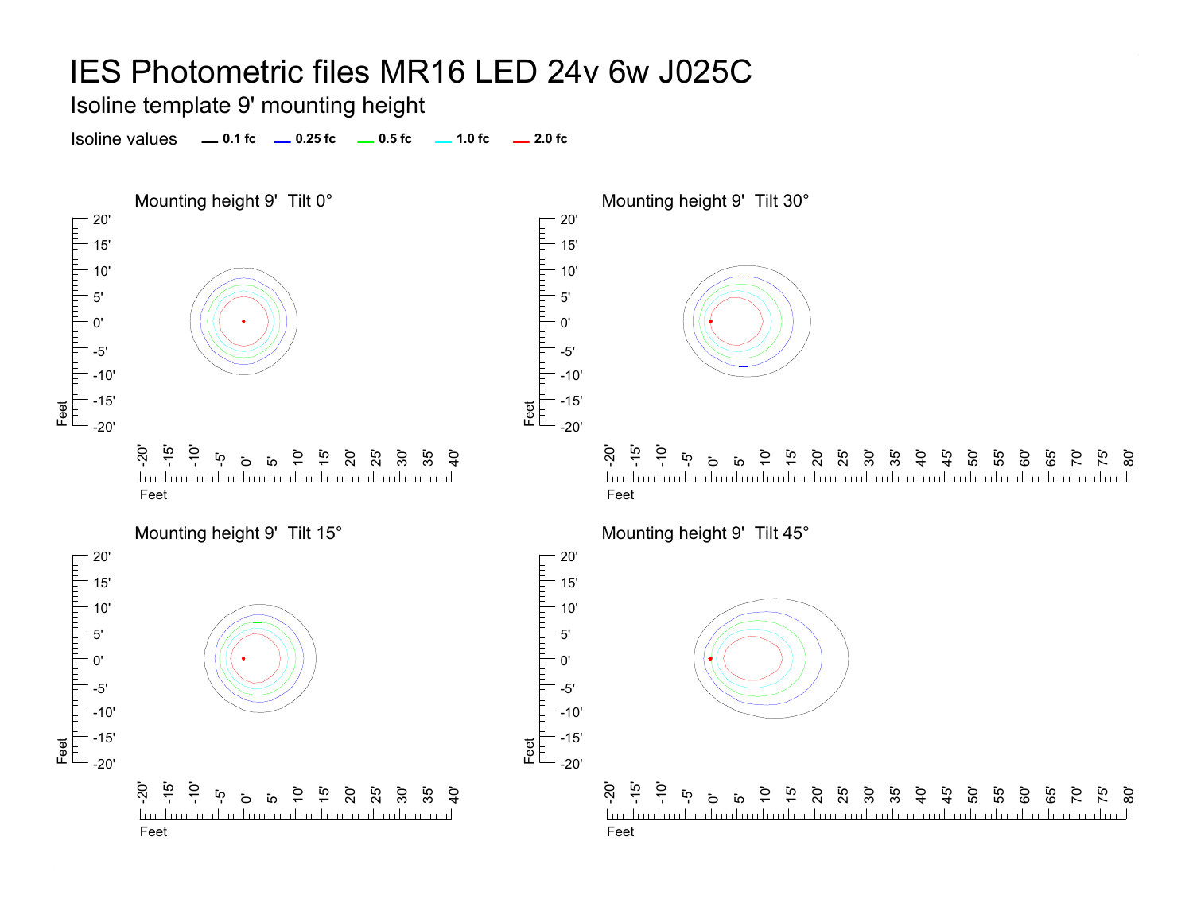# IES Photometric files MR16 LED 24v 6w J025C

## Isoline template 9' mounting height

Isoline values — 0.1 fc — 0.25 fc — 0.5 fc — 1.0 fc — 2.0 fc

Mounting height 9' Tilt 0°

Mounting height 9' Tilt 30°

Mounting height 9' Tilt 15°

Mounting height 9' Tilt 45°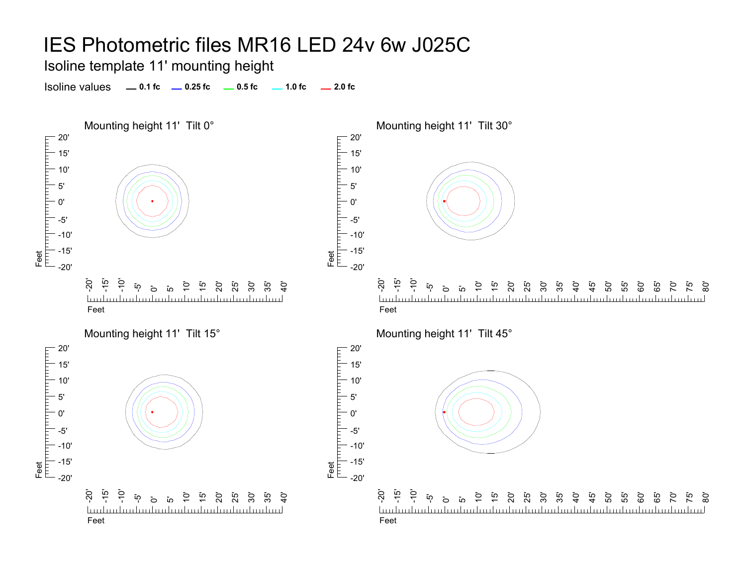# IES Photometric files MR16 LED 24v 6w J025C

## Isoline template 11' mounting height

Isoline values — 0.1 fc — 0.25 fc — 0.5 fc — 1.0 fc — 2.0 fc

### Mounting height 11' Tilt 0°

### Mounting height 11' Tilt 30°

### Mounting height 11' Tilt 15°

### Mounting height 11' Tilt 45°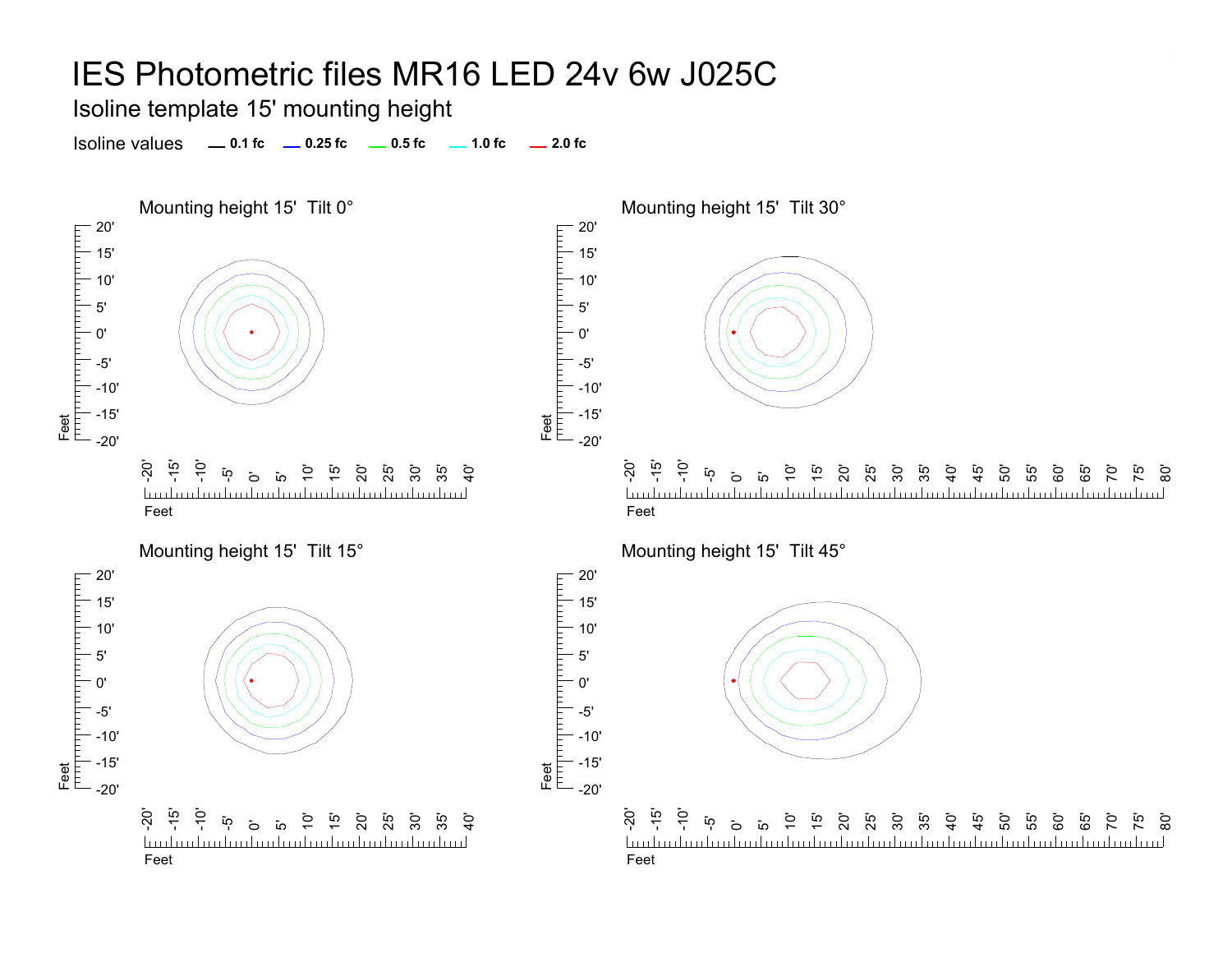# IES Photometric files MR16 LED 24v 6w J025C

## Isoline template 15' mounting height

Isoline values — 0.1 fc — 0.25 fc — 0.5 fc — 1.0 fc — 2.0 fc

### Mounting height 15' Tilt 0°

### Mounting height 15' Tilt 30°

### Mounting height 15' Tilt 15°

### Mounting height 15' Tilt 45°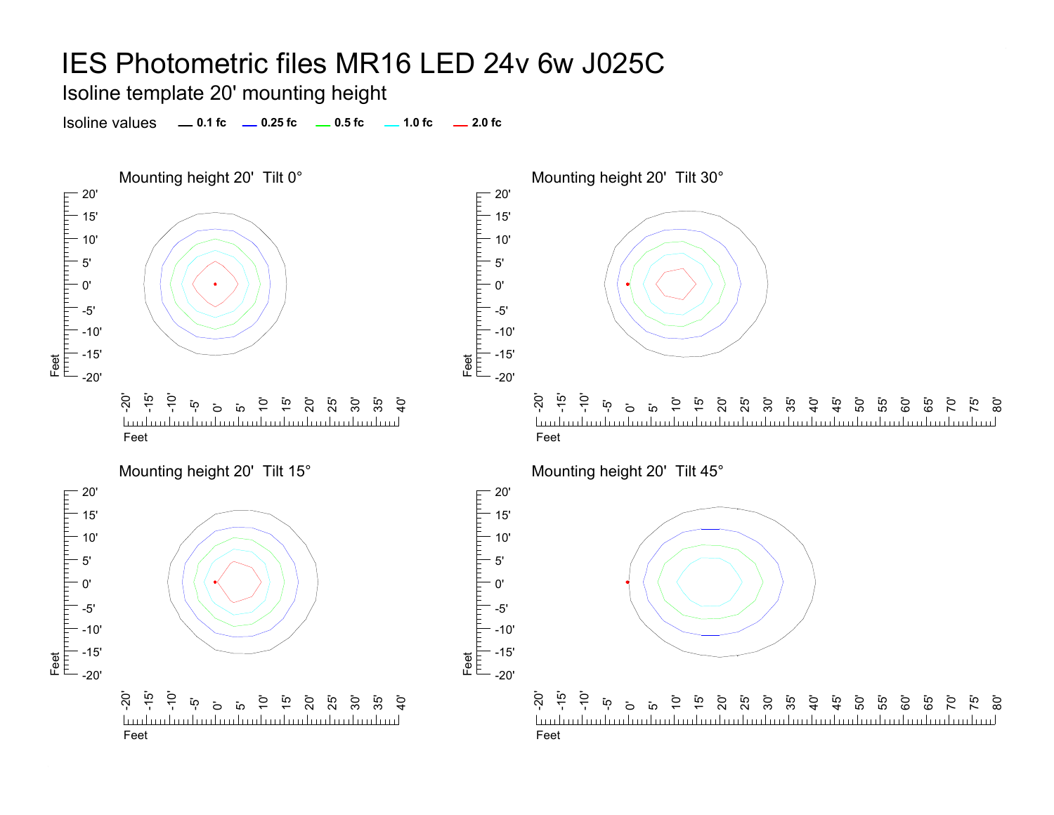# IES Photometric files MR16 LED 24v 6w J025C

## Isoline template 20' mounting height

Isoline values — 0.1 fc — 0.25 fc — 0.5 fc — 1.0 fc — 2.0 fc

### Mounting height 20' Tilt 0°

### Mounting height 20' Tilt 30°

### Mounting height 20' Tilt 15°

### Mounting height 20' Tilt 45°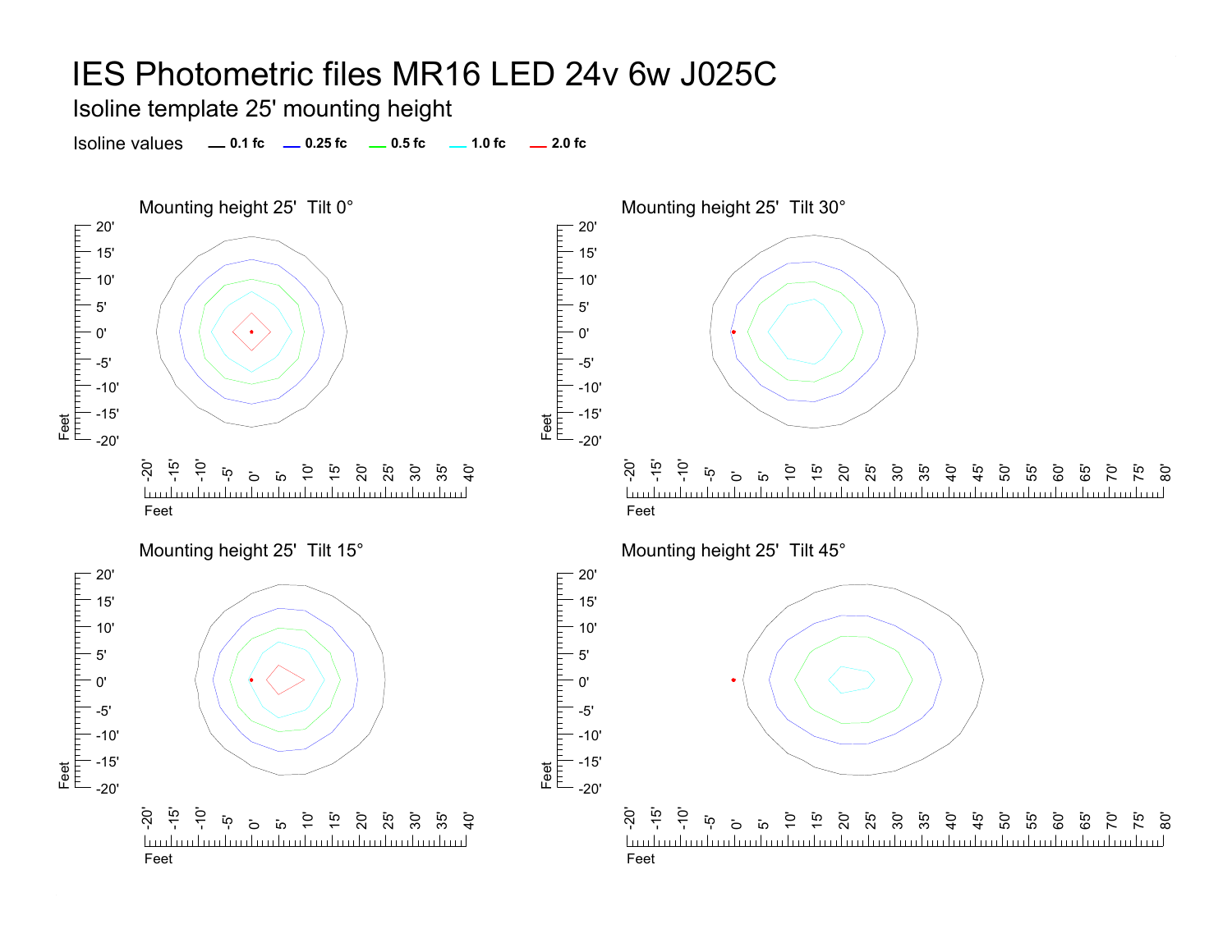# IES Photometric files MR16 LED 24v 6w J025C

## Isoline template 25' mounting height

Isoline values — 0.1 fc — 0.25 fc — 0.5 fc — 1.0 fc — 2.0 fc

### Mounting height 25' Tilt 0°

Feet: -20' to 20' (vertical), -20' to 40' (horizontal)

### Mounting height 25' Tilt 30°

Feet: -20' to 20' (vertical), -20' to 80' (horizontal)

### Mounting height 25' Tilt 15°

Feet: -20' to 20' (vertical), -20' to 40' (horizontal)

### Mounting height 25' Tilt 45°

Feet: -20' to 20' (vertical), -20' to 80' (horizontal)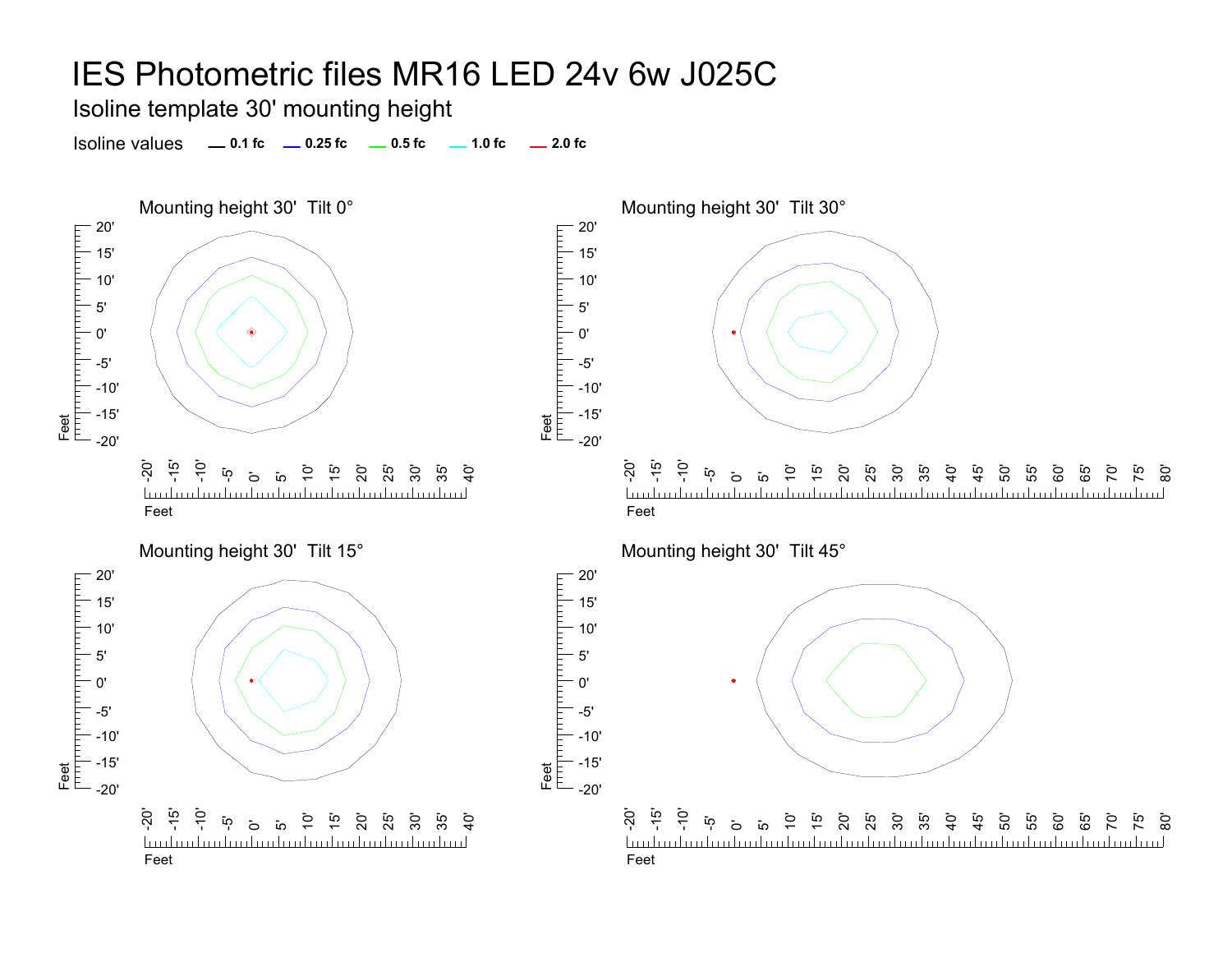# IES Photometric files MR16 LED 24v 6w J025C

## Isoline template 30' mounting height

Isoline values — 0.1 fc — 0.25 fc — 0.5 fc — 1.0 fc — 2.0 fc

Mounting height 30' Tilt 0°

20' 15' 10' 5' 0' -5' -10' -15' -20'

Feet

-20' -15' -10' -5' 0' 5' 10' 15' 20' 25' 30' 35' 40'

Feet

Mounting height 30' Tilt 30°

20' 15' 10' 5' 0' -5' -10' -15' -20'

Feet

-20' -15' -10' -5' 0' 5' 10' 15' 20' 25' 30' 35' 40' 45' 50' 55' 60' 65' 70' 75' 80'

Feet

Mounting height 30' Tilt 15°

20' 15' 10' 5' 0' -5' -10' -15' -20'

Feet

-20' -15' -10' -5' 0' 5' 10' 15' 20' 25' 30' 35' 40'

Feet

Mounting height 30' Tilt 45°

20' 15' 10' 5' 0' -5' -10' -15' -20'

Feet

-20' -15' -10' -5' 0' 5' 10' 15' 20' 25' 30' 35' 40' 45' 50' 55' 60' 65' 70' 75' 80'

Feet